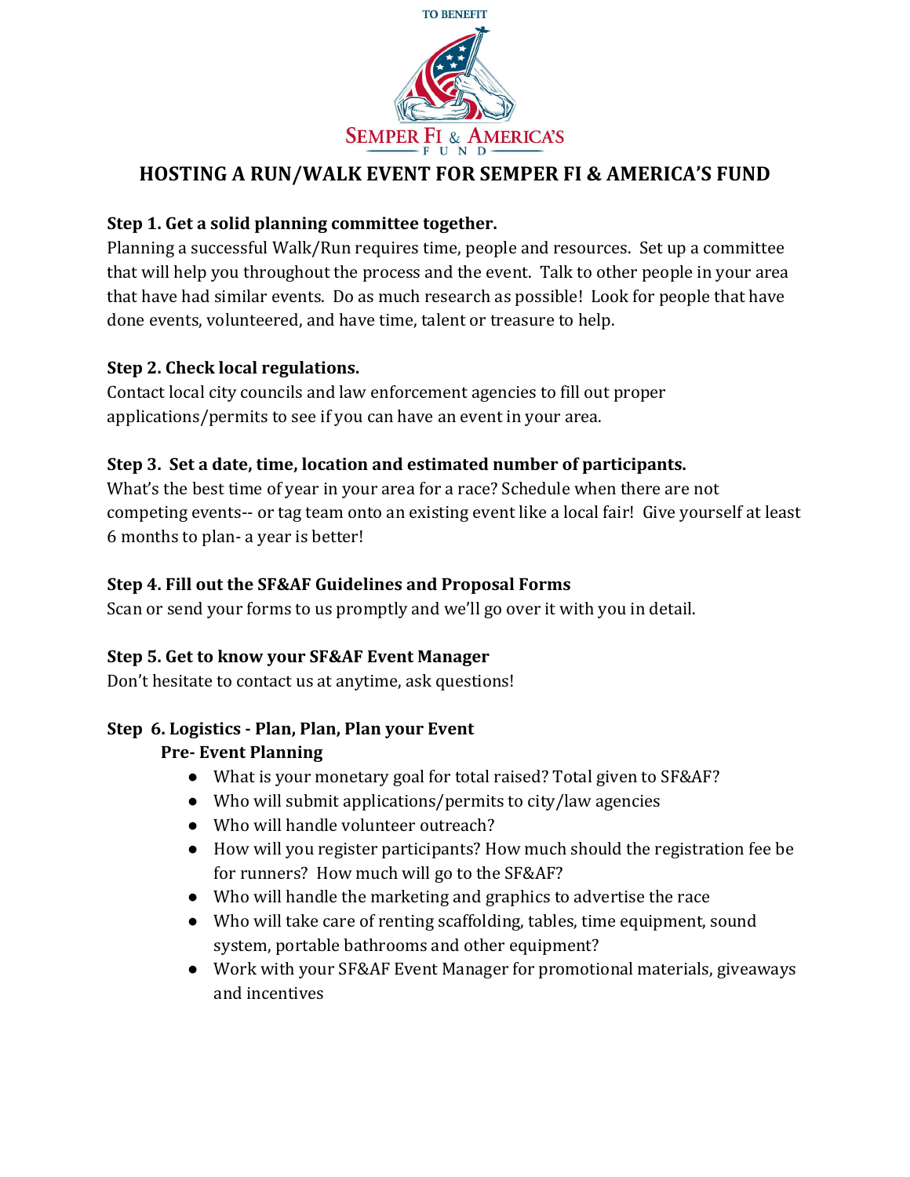TO BENEFIT

SEMPER FI & AMERICA'S FUND

# HOSTING A RUN/WALK EVENT FOR SEMPER FI & AMERICA'S FUND

**Step 1. Get a solid planning committee together.**
Planning a successful Walk/Run requires time, people and resources. Set up a committee that will help you throughout the process and the event. Talk to other people in your area that have had similar events. Do as much research as possible! Look for people that have done events, volunteered, and have time, talent or treasure to help.

**Step 2. Check local regulations.**
Contact local city councils and law enforcement agencies to fill out proper applications/permits to see if you can have an event in your area.

**Step 3. Set a date, time, location and estimated number of participants.**
What's the best time of year in your area for a race? Schedule when there are not competing events-- or tag team onto an existing event like a local fair! Give yourself at least 6 months to plan- a year is better!

**Step 4. Fill out the SF&AF Guidelines and Proposal Forms**
Scan or send your forms to us promptly and we'll go over it with you in detail.

**Step 5. Get to know your SF&AF Event Manager**
Don't hesitate to contact us at anytime, ask questions!

**Step 6. Logistics - Plan, Plan, Plan your Event**

**Pre- Event Planning**

- What is your monetary goal for total raised? Total given to SF&AF?
- Who will submit applications/permits to city/law agencies
- Who will handle volunteer outreach?
- How will you register participants? How much should the registration fee be for runners? How much will go to the SF&AF?
- Who will handle the marketing and graphics to advertise the race
- Who will take care of renting scaffolding, tables, time equipment, sound system, portable bathrooms and other equipment?
- Work with your SF&AF Event Manager for promotional materials, giveaways and incentives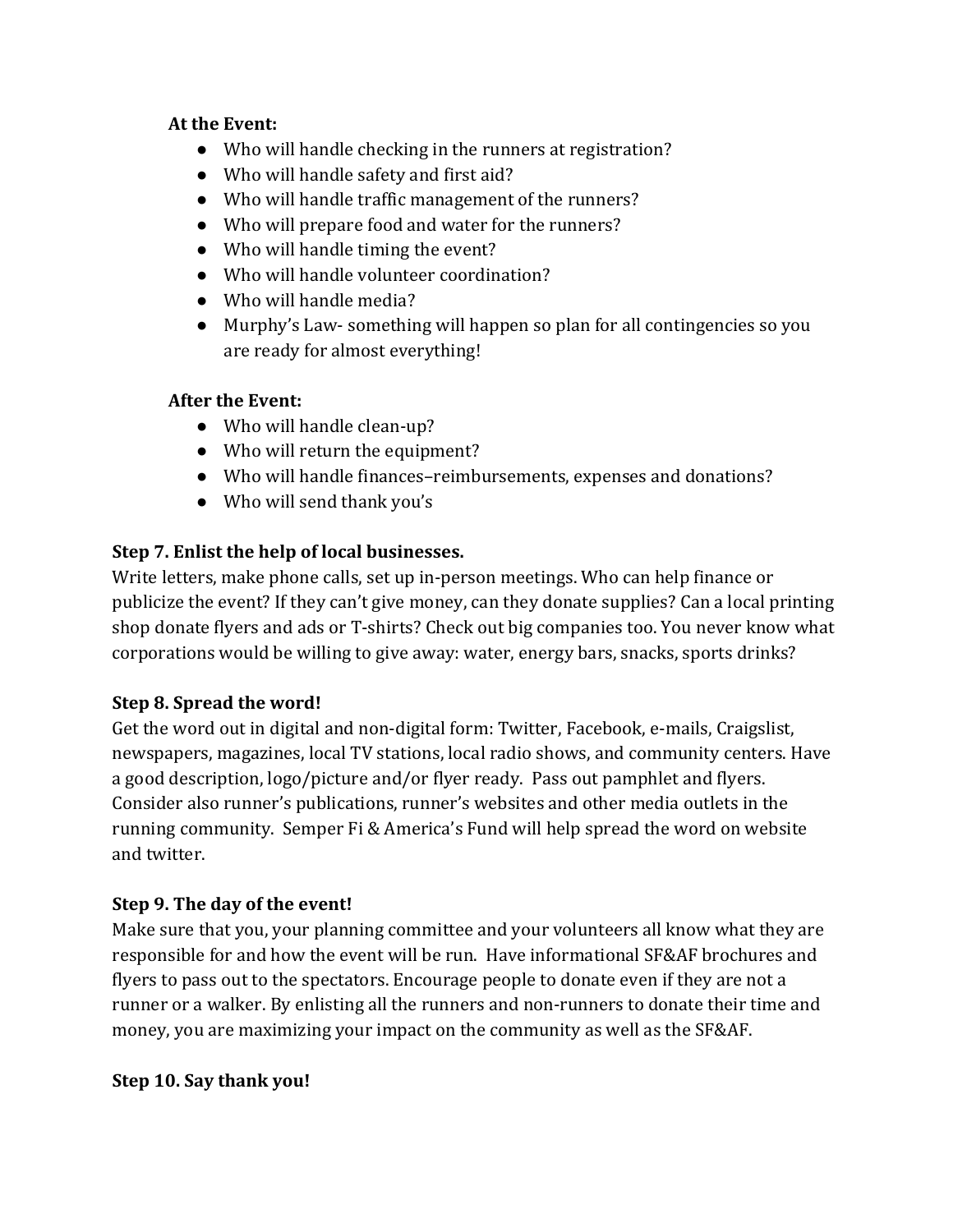**At the Event:**

- Who will handle checking in the runners at registration?
- Who will handle safety and first aid?
- Who will handle traffic management of the runners?
- Who will prepare food and water for the runners?
- Who will handle timing the event?
- Who will handle volunteer coordination?
- Who will handle media?
- Murphy's Law- something will happen so plan for all contingencies so you are ready for almost everything!

**After the Event:**

- Who will handle clean-up?
- Who will return the equipment?
- Who will handle finances–reimbursements, expenses and donations?
- Who will send thank you's

**Step 7. Enlist the help of local businesses.**

Write letters, make phone calls, set up in-person meetings. Who can help finance or publicize the event? If they can't give money, can they donate supplies? Can a local printing shop donate flyers and ads or T-shirts? Check out big companies too. You never know what corporations would be willing to give away: water, energy bars, snacks, sports drinks?

**Step 8. Spread the word!**

Get the word out in digital and non-digital form: Twitter, Facebook, e-mails, Craigslist, newspapers, magazines, local TV stations, local radio shows, and community centers. Have a good description, logo/picture and/or flyer ready. Pass out pamphlet and flyers. Consider also runner's publications, runner's websites and other media outlets in the running community. Semper Fi & America's Fund will help spread the word on website and twitter.

**Step 9. The day of the event!**

Make sure that you, your planning committee and your volunteers all know what they are responsible for and how the event will be run. Have informational SF&AF brochures and flyers to pass out to the spectators. Encourage people to donate even if they are not a runner or a walker. By enlisting all the runners and non-runners to donate their time and money, you are maximizing your impact on the community as well as the SF&AF.

**Step 10. Say thank you!**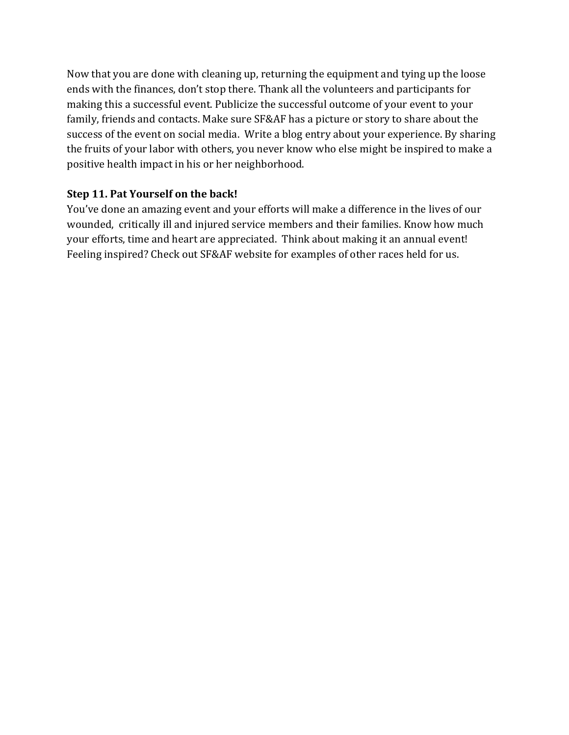Now that you are done with cleaning up, returning the equipment and tying up the loose ends with the finances, don't stop there. Thank all the volunteers and participants for making this a successful event. Publicize the successful outcome of your event to your family, friends and contacts. Make sure SF&AF has a picture or story to share about the success of the event on social media. Write a blog entry about your experience. By sharing the fruits of your labor with others, you never know who else might be inspired to make a positive health impact in his or her neighborhood.

**Step 11. Pat Yourself on the back!**

You've done an amazing event and your efforts will make a difference in the lives of our wounded, critically ill and injured service members and their families. Know how much your efforts, time and heart are appreciated. Think about making it an annual event! Feeling inspired? Check out SF&AF website for examples of other races held for us.